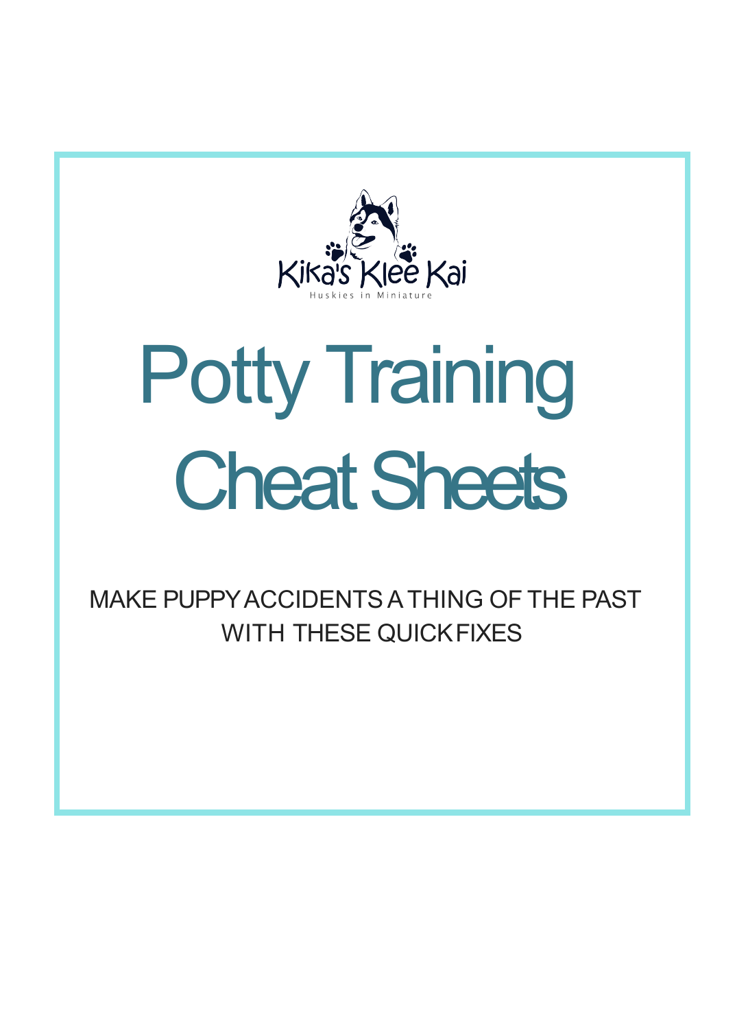Kika's Klee Kai

Huskies in Miniature

# Potty Training Cheat Sheets

MAKE PUPPY ACCIDENTS A THING OF THE PAST WITH THESE QUICK FIXES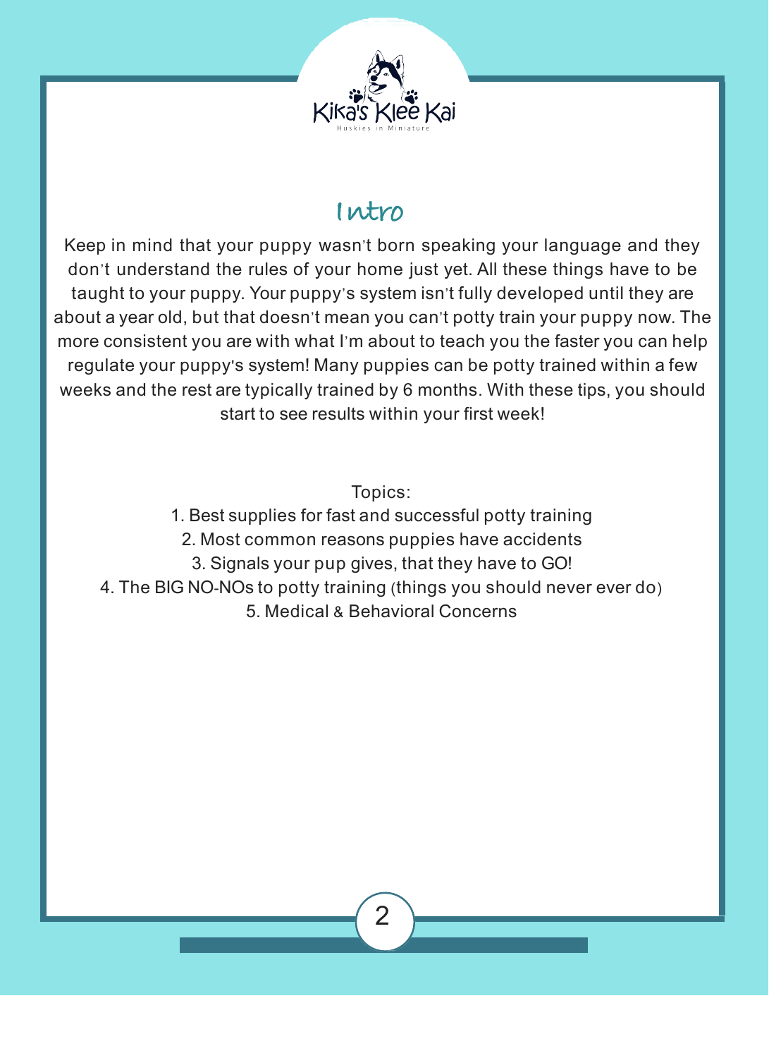# Intro

Keep in mind that your puppy wasn't born speaking your language and they don't understand the rules of your home just yet. All these things have to be taught to your puppy. Your puppy's system isn't fully developed until they are about a year old, but that doesn't mean you can't potty train your puppy now. The more consistent you are with what I'm about to teach you the faster you can help regulate your puppy's system! Many puppies can be potty trained within a few weeks and the rest are typically trained by 6 months. With these tips, you should start to see results within your first week!

Topics:

1. Best supplies for fast and successful potty training
2. Most common reasons puppies have accidents
3. Signals your pup gives, that they have to GO!
4. The BIG NO-NOs to potty training (things you should never ever do)
5. Medical & Behavioral Concerns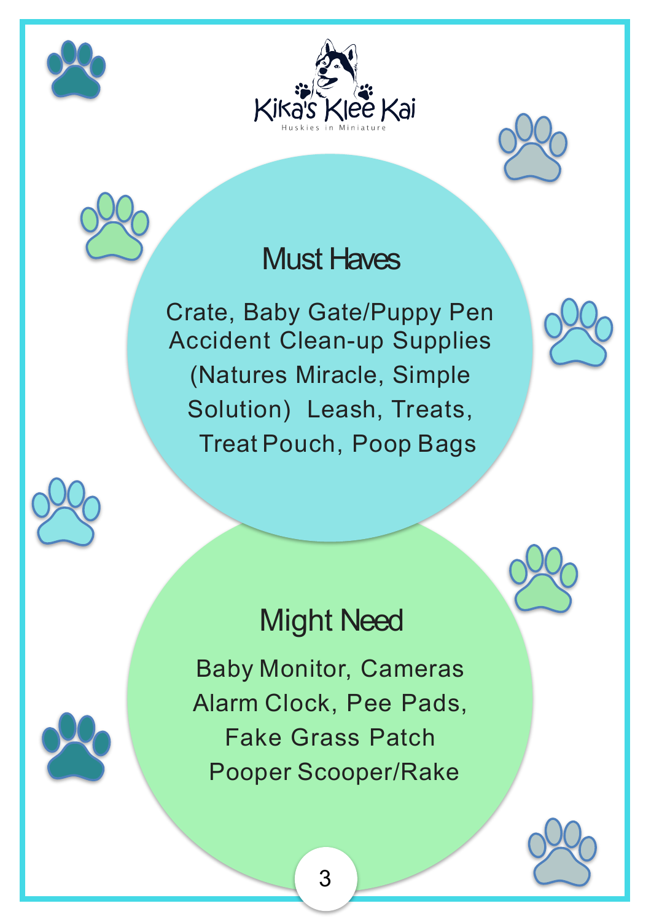Kika's Klee Kai

Huskies in Miniature

## Must Haves

Crate, Baby Gate/Puppy Pen
Accident Clean-up Supplies
(Natures Miracle, Simple Solution) Leash, Treats, Treat Pouch, Poop Bags

## Might Need

Baby Monitor, Cameras
Alarm Clock, Pee Pads,
Fake Grass Patch
Pooper Scooper/Rake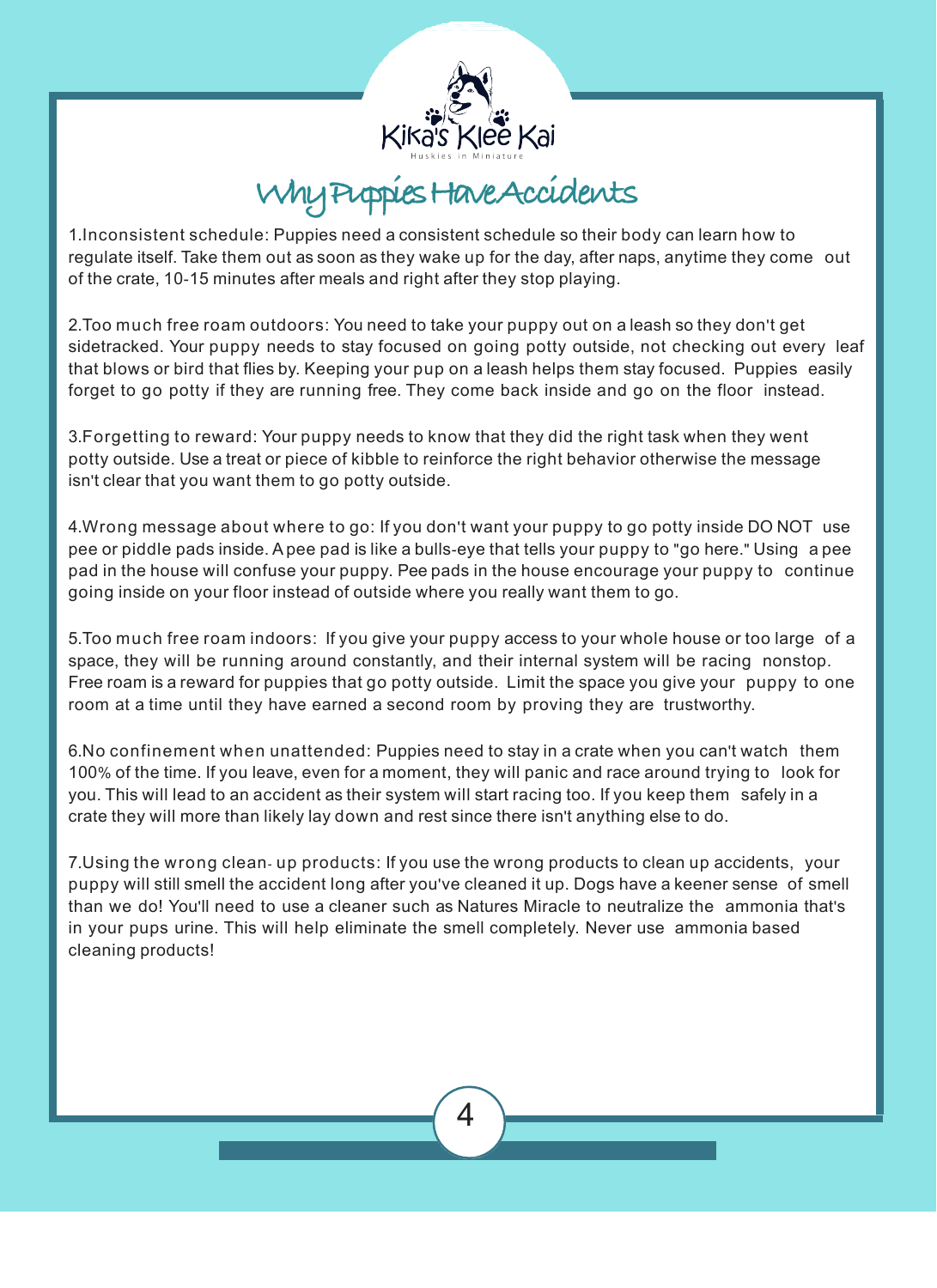Kika's Klee Kai

Huskies in Miniature

# Why Puppies Have Accidents

1.Inconsistent schedule: Puppies need a consistent schedule so their body can learn how to regulate itself. Take them out as soon as they wake up for the day, after naps, anytime they come out of the crate, 10-15 minutes after meals and right after they stop playing.

2.Too much free roam outdoors: You need to take your puppy out on a leash so they don't get sidetracked. Your puppy needs to stay focused on going potty outside, not checking out every leaf that blows or bird that flies by. Keeping your pup on a leash helps them stay focused. Puppies easily forget to go potty if they are running free. They come back inside and go on the floor instead.

3.Forgetting to reward: Your puppy needs to know that they did the right task when they went potty outside. Use a treat or piece of kibble to reinforce the right behavior otherwise the message isn't clear that you want them to go potty outside.

4.Wrong message about where to go: If you don't want your puppy to go potty inside DO NOT use pee or piddle pads inside. A pee pad is like a bulls-eye that tells your puppy to "go here." Using a pee pad in the house will confuse your puppy. Pee pads in the house encourage your puppy to continue going inside on your floor instead of outside where you really want them to go.

5.Too much free roam indoors: If you give your puppy access to your whole house or too large of a space, they will be running around constantly, and their internal system will be racing nonstop. Free roam is a reward for puppies that go potty outside. Limit the space you give your puppy to one room at a time until they have earned a second room by proving they are trustworthy.

6.No confinement when unattended: Puppies need to stay in a crate when you can't watch them 100% of the time. If you leave, even for a moment, they will panic and race around trying to look for you. This will lead to an accident as their system will start racing too. If you keep them safely in a crate they will more than likely lay down and rest since there isn't anything else to do.

7.Using the wrong clean- up products: If you use the wrong products to clean up accidents, your puppy will still smell the accident long after you've cleaned it up. Dogs have a keener sense of smell than we do! You'll need to use a cleaner such as Natures Miracle to neutralize the ammonia that's in your pups urine. This will help eliminate the smell completely. Never use ammonia based cleaning products!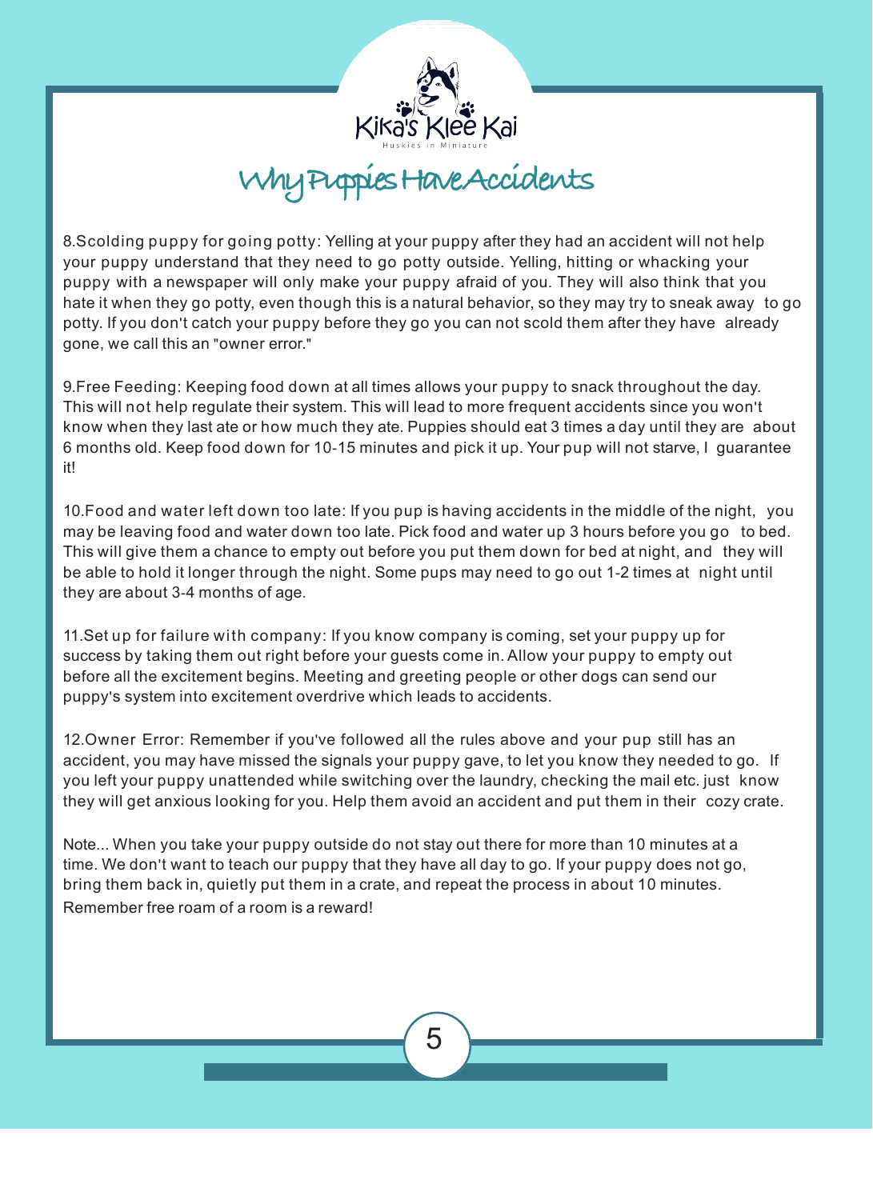# Why Puppies Have Accidents

8.Scolding puppy for going potty: Yelling at your puppy after they had an accident will not help your puppy understand that they need to go potty outside. Yelling, hitting or whacking your puppy with a newspaper will only make your puppy afraid of you. They will also think that you hate it when they go potty, even though this is a natural behavior, so they may try to sneak away to go potty. If you don't catch your puppy before they go you can not scold them after they have already gone, we call this an "owner error."

9.Free Feeding: Keeping food down at all times allows your puppy to snack throughout the day. This will not help regulate their system. This will lead to more frequent accidents since you won't know when they last ate or how much they ate. Puppies should eat 3 times a day until they are about 6 months old. Keep food down for 10-15 minutes and pick it up. Your pup will not starve, I guarantee it!

10.Food and water left down too late: If you pup is having accidents in the middle of the night, you may be leaving food and water down too late. Pick food and water up 3 hours before you go to bed. This will give them a chance to empty out before you put them down for bed at night, and they will be able to hold it longer through the night. Some pups may need to go out 1-2 times at night until they are about 3-4 months of age.

11.Set up for failure with company: If you know company is coming, set your puppy up for success by taking them out right before your guests come in. Allow your puppy to empty out before all the excitement begins. Meeting and greeting people or other dogs can send our puppy's system into excitement overdrive which leads to accidents.

12.Owner Error: Remember if you've followed all the rules above and your pup still has an accident, you may have missed the signals your puppy gave, to let you know they needed to go. If you left your puppy unattended while switching over the laundry, checking the mail etc. just know they will get anxious looking for you. Help them avoid an accident and put them in their cozy crate.

Note... When you take your puppy outside do not stay out there for more than 10 minutes at a time. We don't want to teach our puppy that they have all day to go. If your puppy does not go, bring them back in, quietly put them in a crate, and repeat the process in about 10 minutes. Remember free roam of a room is a reward!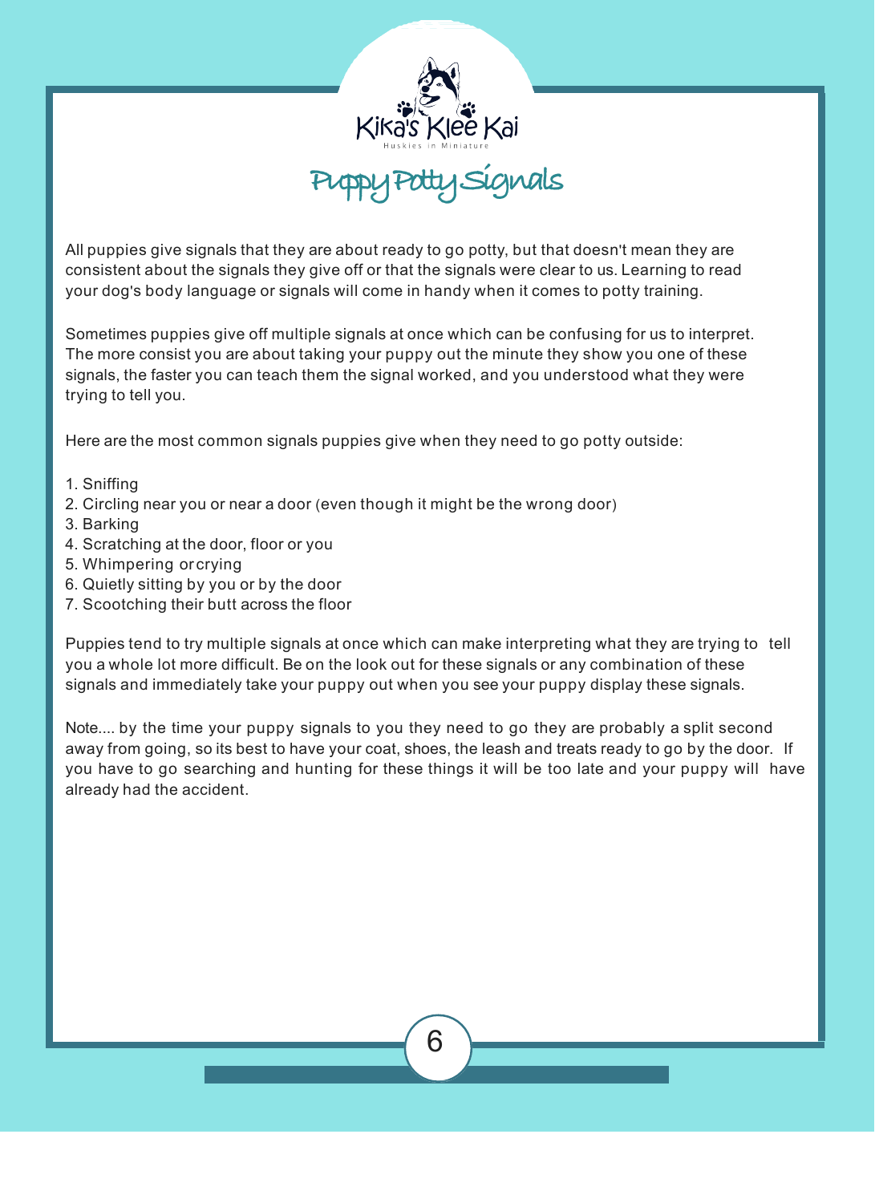# Puppy Potty Signals

All puppies give signals that they are about ready to go potty, but that doesn't mean they are consistent about the signals they give off or that the signals were clear to us. Learning to read your dog's body language or signals will come in handy when it comes to potty training.

Sometimes puppies give off multiple signals at once which can be confusing for us to interpret. The more consist you are about taking your puppy out the minute they show you one of these signals, the faster you can teach them the signal worked, and you understood what they were trying to tell you.

Here are the most common signals puppies give when they need to go potty outside:

1. Sniffing
2. Circling near you or near a door (even though it might be the wrong door)
3. Barking
4. Scratching at the door, floor or you
5. Whimpering or crying
6. Quietly sitting by you or by the door
7. Scootching their butt across the floor

Puppies tend to try multiple signals at once which can make interpreting what they are trying to tell you a whole lot more difficult. Be on the look out for these signals or any combination of these signals and immediately take your puppy out when you see your puppy display these signals.

Note.... by the time your puppy signals to you they need to go they are probably a split second away from going, so its best to have your coat, shoes, the leash and treats ready to go by the door. If you have to go searching and hunting for these things it will be too late and your puppy will have already had the accident.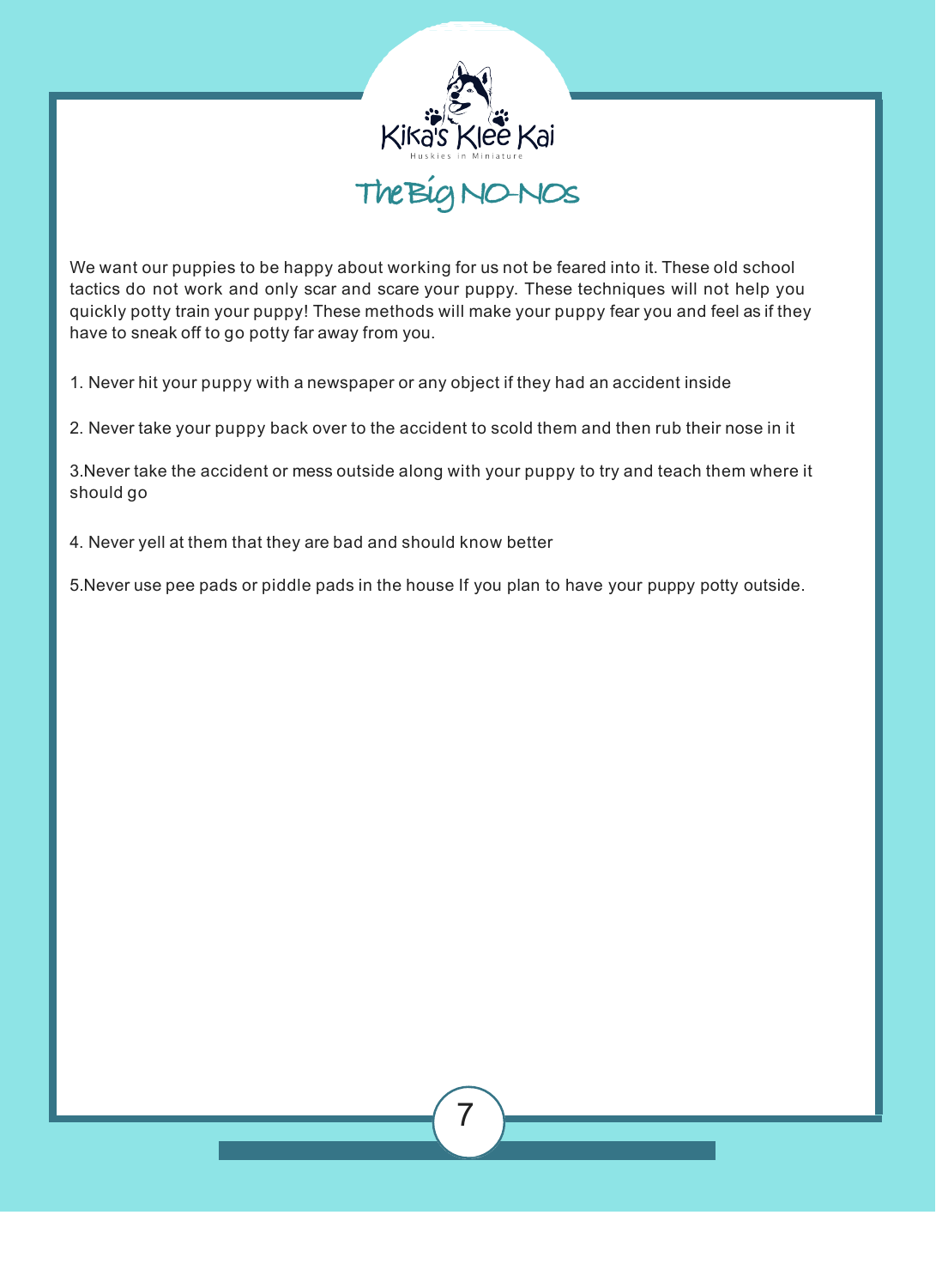Kika's Klee Kai

Huskies in Miniature

# The Big NO-NOs

We want our puppies to be happy about working for us not be feared into it. These old school tactics do not work and only scar and scare your puppy. These techniques will not help you quickly potty train your puppy! These methods will make your puppy fear you and feel as if they have to sneak off to go potty far away from you.

1. Never hit your puppy with a newspaper or any object if they had an accident inside

2. Never take your puppy back over to the accident to scold them and then rub their nose in it

3.Never take the accident or mess outside along with your puppy to try and teach them where it should go

4. Never yell at them that they are bad and should know better

5.Never use pee pads or piddle pads in the house If you plan to have your puppy potty outside.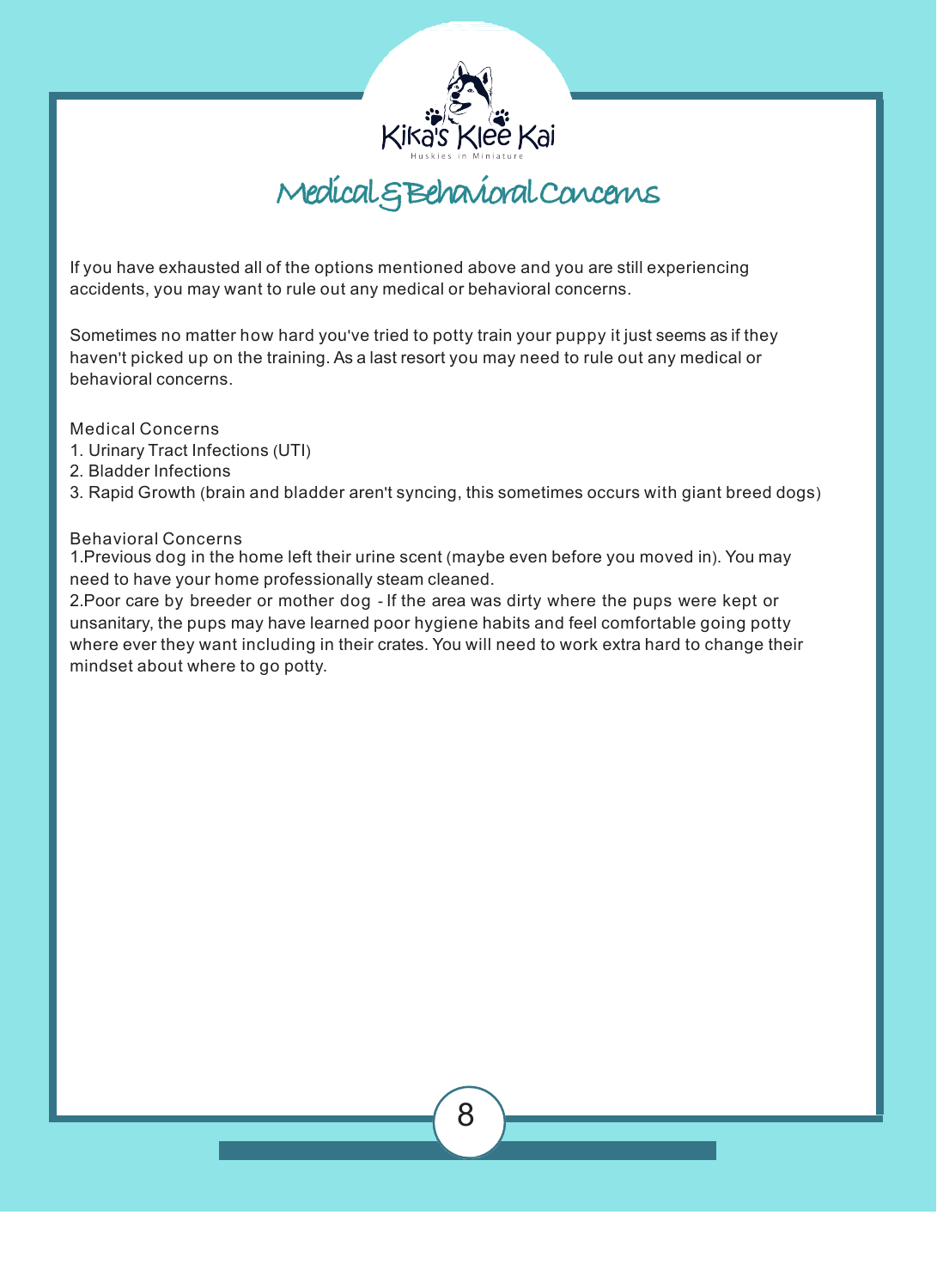# Medical & Behavioral Concerns

If you have exhausted all of the options mentioned above and you are still experiencing accidents, you may want to rule out any medical or behavioral concerns.

Sometimes no matter how hard you've tried to potty train your puppy it just seems as if they haven't picked up on the training. As a last resort you may need to rule out any medical or behavioral concerns.

Medical Concerns

1. Urinary Tract Infections (UTI)
2. Bladder Infections
3. Rapid Growth (brain and bladder aren't syncing, this sometimes occurs with giant breed dogs)

Behavioral Concerns

1.Previous dog in the home left their urine scent (maybe even before you moved in). You may need to have your home professionally steam cleaned.

2.Poor care by breeder or mother dog - If the area was dirty where the pups were kept or unsanitary, the pups may have learned poor hygiene habits and feel comfortable going potty where ever they want including in their crates. You will need to work extra hard to change their mindset about where to go potty.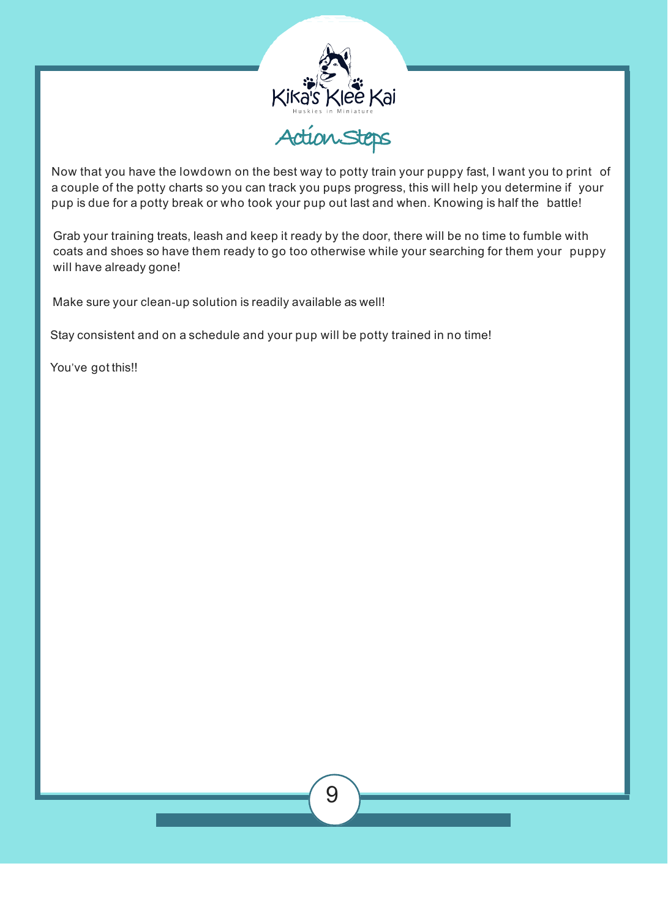# Action Steps

Now that you have the lowdown on the best way to potty train your puppy fast, I want you to print of a couple of the potty charts so you can track you pups progress, this will help you determine if your pup is due for a potty break or who took your pup out last and when. Knowing is half the battle!

Grab your training treats, leash and keep it ready by the door, there will be no time to fumble with coats and shoes so have them ready to go too otherwise while your searching for them your puppy will have already gone!

Make sure your clean-up solution is readily available as well!

Stay consistent and on a schedule and your pup will be potty trained in no time!

You've got this!!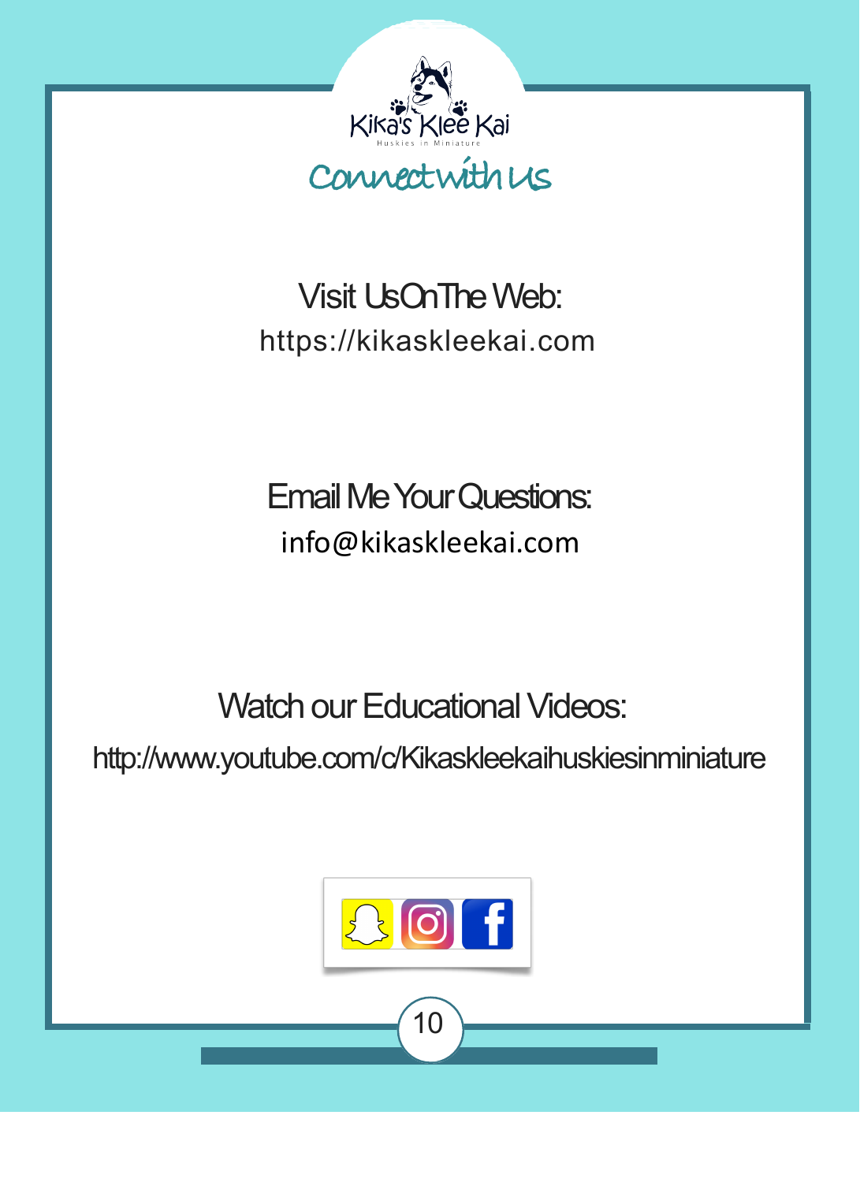Kika's Klee Kai

Huskies in Miniature

# Connect with Us

## Visit Us On The Web:

https://kikaskleekai.com

## Email Me Your Questions:

info@kikaskleekai.com

## Watch our Educational Videos:

http://www.youtube.com/c/Kikaskleekaihuskiesinminiature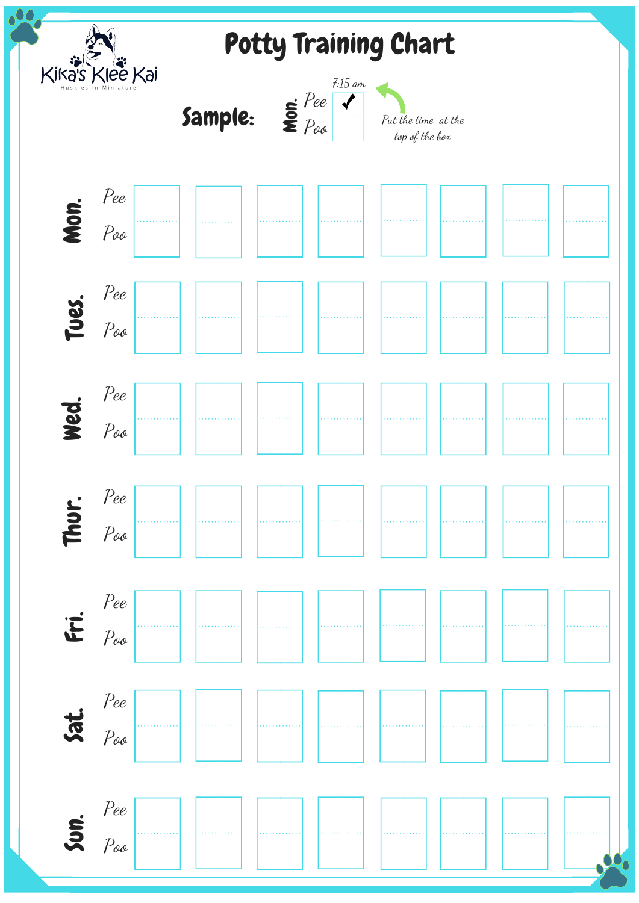Kika's Klee Kai

Huskies in Miniature

# Potty Training Chart

**Sample:**

| | 7:15 am |
|---|---|
| Mon. Pee | ✓ |
| Mon. Poo | |

*Put the time at the top of the box*

| | | | | | | | | |
|---|---|---|---|---|---|---|---|---|
| **Mon.** Pee | | | | | | | | |
| **Mon.** Poo | | | | | | | | |
| **Tues.** Pee | | | | | | | | |
| **Tues.** Poo | | | | | | | | |
| **Wed.** Pee | | | | | | | | |
| **Wed.** Poo | | | | | | | | |
| **Thur.** Pee | | | | | | | | |
| **Thur.** Poo | | | | | | | | |
| **Fri.** Pee | | | | | | | | |
| **Fri.** Poo | | | | | | | | |
| **Sat.** Pee | | | | | | | | |
| **Sat.** Poo | | | | | | | | |
| **Sun.** Pee | | | | | | | | |
| **Sun.** Poo | | | | | | | | |